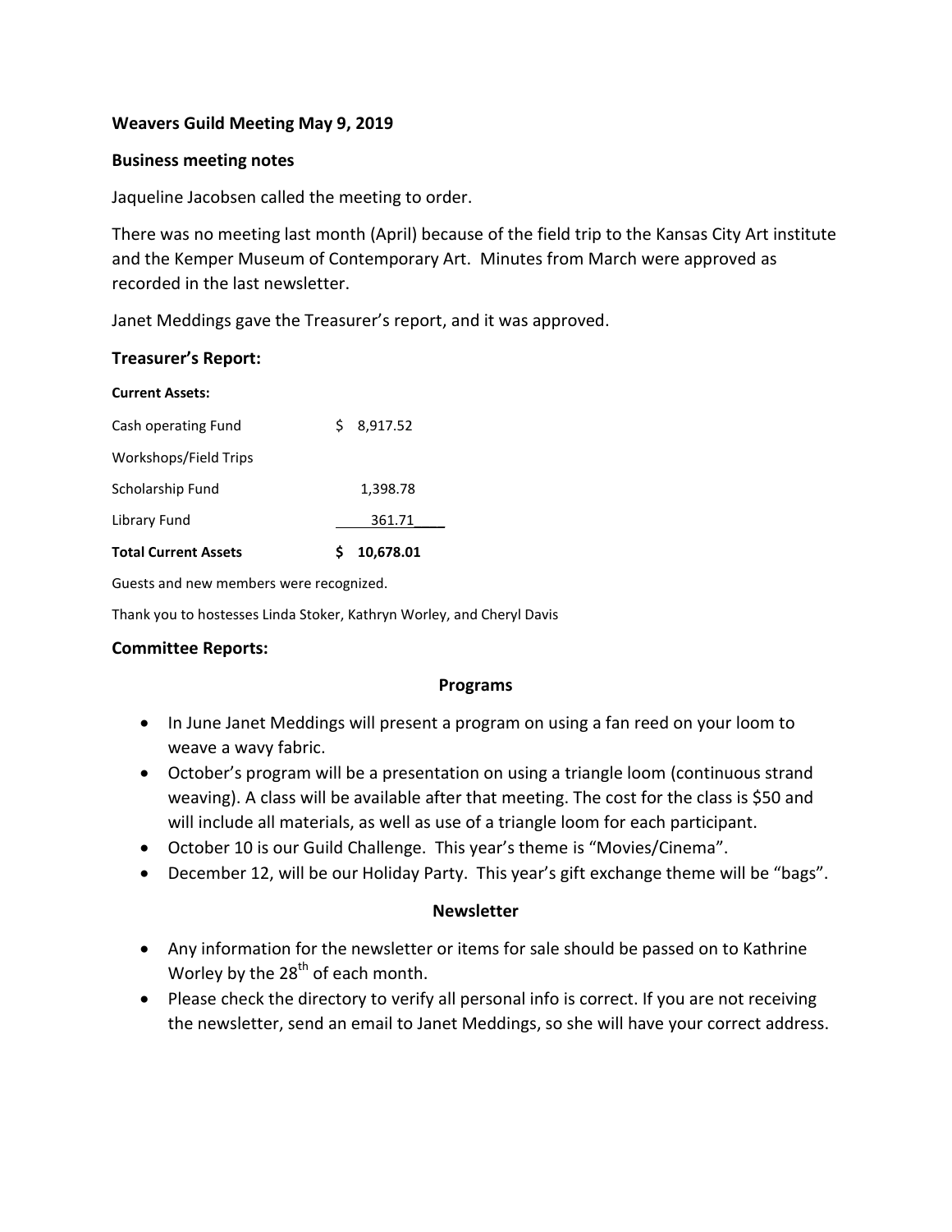**Weavers Guild Meeting May 9, 2019**

**Business meeting notes**

Jaqueline Jacobsen called the meeting to order.

There was no meeting last month (April) because of the field trip to the Kansas City Art institute and the Kemper Museum of Contemporary Art. Minutes from March were approved as recorded in the last newsletter.

Janet Meddings gave the Treasurer's report, and it was approved.

**Treasurer's Report:**

| **Current Assets:** | |
|---|---|
| Cash operating Fund | $ 8,917.52 |
| Workshops/Field Trips | |
| Scholarship Fund | 1,398.78 |
| Library Fund | 361.71 |
| **Total Current Assets** | **$ 10,678.01** |

Guests and new members were recognized.

Thank you to hostesses Linda Stoker, Kathryn Worley, and Cheryl Davis

**Committee Reports:**

**Programs**

- In June Janet Meddings will present a program on using a fan reed on your loom to weave a wavy fabric.
- October's program will be a presentation on using a triangle loom (continuous strand weaving). A class will be available after that meeting. The cost for the class is $50 and will include all materials, as well as use of a triangle loom for each participant.
- October 10 is our Guild Challenge. This year's theme is "Movies/Cinema".
- December 12, will be our Holiday Party. This year's gift exchange theme will be "bags".

**Newsletter**

- Any information for the newsletter or items for sale should be passed on to Kathrine Worley by the 28th of each month.
- Please check the directory to verify all personal info is correct. If you are not receiving the newsletter, send an email to Janet Meddings, so she will have your correct address.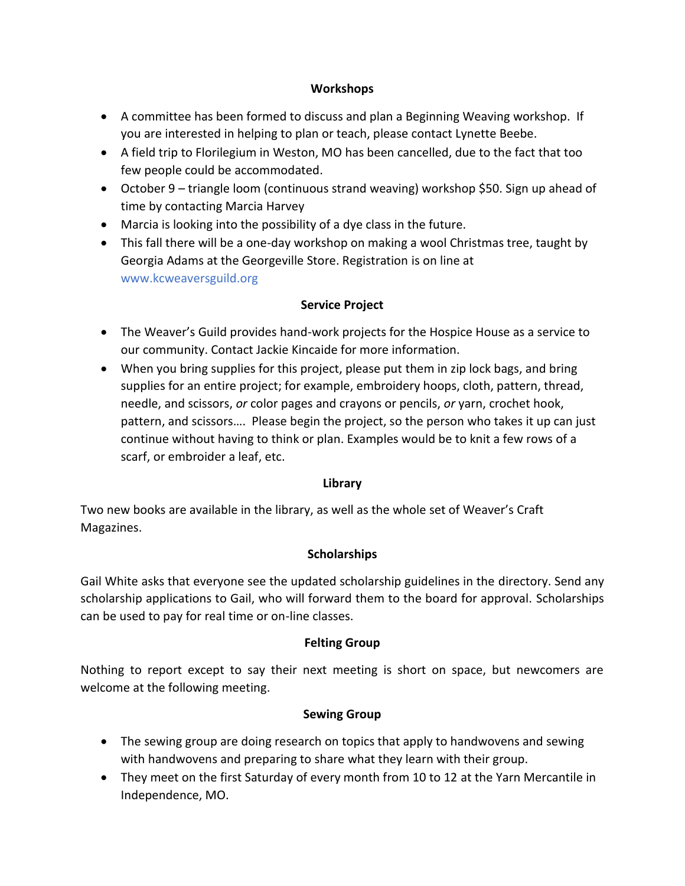## Workshops

- A committee has been formed to discuss and plan a Beginning Weaving workshop. If you are interested in helping to plan or teach, please contact Lynette Beebe.
- A field trip to Florilegium in Weston, MO has been cancelled, due to the fact that too few people could be accommodated.
- October 9 – triangle loom (continuous strand weaving) workshop $50. Sign up ahead of time by contacting Marcia Harvey
- Marcia is looking into the possibility of a dye class in the future.
- This fall there will be a one-day workshop on making a wool Christmas tree, taught by Georgia Adams at the Georgeville Store. Registration is on line at www.kcweaversguild.org

## Service Project

- The Weaver's Guild provides hand-work projects for the Hospice House as a service to our community. Contact Jackie Kincaide for more information.
- When you bring supplies for this project, please put them in zip lock bags, and bring supplies for an entire project; for example, embroidery hoops, cloth, pattern, thread, needle, and scissors, *or* color pages and crayons or pencils, *or* yarn, crochet hook, pattern, and scissors…. Please begin the project, so the person who takes it up can just continue without having to think or plan. Examples would be to knit a few rows of a scarf, or embroider a leaf, etc.

## Library

Two new books are available in the library, as well as the whole set of Weaver's Craft Magazines.

## Scholarships

Gail White asks that everyone see the updated scholarship guidelines in the directory. Send any scholarship applications to Gail, who will forward them to the board for approval. Scholarships can be used to pay for real time or on-line classes.

## Felting Group

Nothing to report except to say their next meeting is short on space, but newcomers are welcome at the following meeting.

## Sewing Group

- The sewing group are doing research on topics that apply to handwovens and sewing with handwovens and preparing to share what they learn with their group.
- They meet on the first Saturday of every month from 10 to 12 at the Yarn Mercantile in Independence, MO.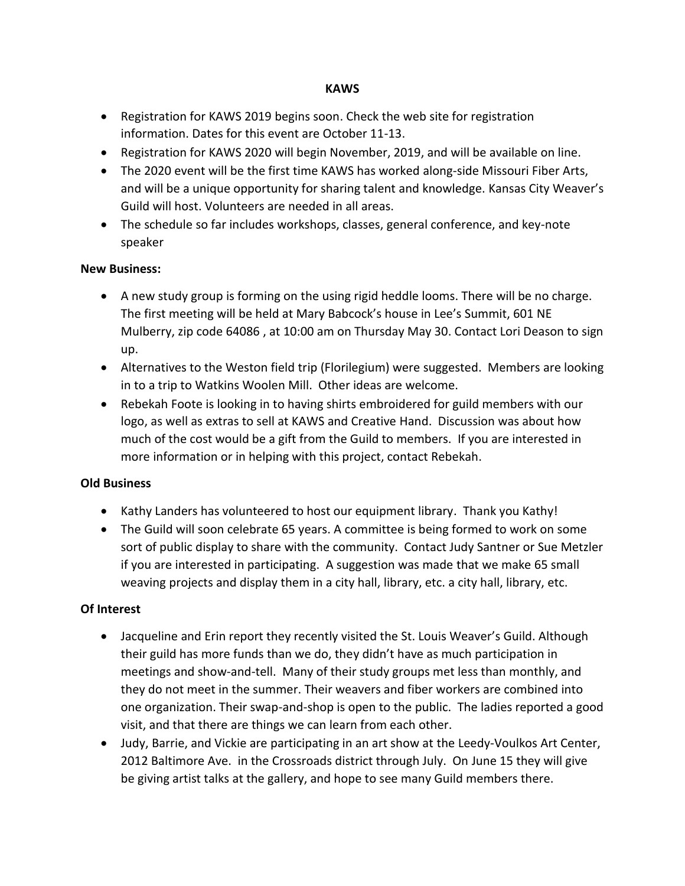**KAWS**

- Registration for KAWS 2019 begins soon. Check the web site for registration information. Dates for this event are October 11-13.
- Registration for KAWS 2020 will begin November, 2019, and will be available on line.
- The 2020 event will be the first time KAWS has worked along-side Missouri Fiber Arts, and will be a unique opportunity for sharing talent and knowledge. Kansas City Weaver's Guild will host. Volunteers are needed in all areas.
- The schedule so far includes workshops, classes, general conference, and key-note speaker

**New Business:**

- A new study group is forming on the using rigid heddle looms. There will be no charge. The first meeting will be held at Mary Babcock's house in Lee's Summit, 601 NE Mulberry, zip code 64086 , at 10:00 am on Thursday May 30. Contact Lori Deason to sign up.
- Alternatives to the Weston field trip (Florilegium) were suggested. Members are looking in to a trip to Watkins Woolen Mill. Other ideas are welcome.
- Rebekah Foote is looking in to having shirts embroidered for guild members with our logo, as well as extras to sell at KAWS and Creative Hand. Discussion was about how much of the cost would be a gift from the Guild to members. If you are interested in more information or in helping with this project, contact Rebekah.

**Old Business**

- Kathy Landers has volunteered to host our equipment library. Thank you Kathy!
- The Guild will soon celebrate 65 years. A committee is being formed to work on some sort of public display to share with the community. Contact Judy Santner or Sue Metzler if you are interested in participating. A suggestion was made that we make 65 small weaving projects and display them in a city hall, library, etc. a city hall, library, etc.

**Of Interest**

- Jacqueline and Erin report they recently visited the St. Louis Weaver's Guild. Although their guild has more funds than we do, they didn't have as much participation in meetings and show-and-tell. Many of their study groups met less than monthly, and they do not meet in the summer. Their weavers and fiber workers are combined into one organization. Their swap-and-shop is open to the public. The ladies reported a good visit, and that there are things we can learn from each other.
- Judy, Barrie, and Vickie are participating in an art show at the Leedy-Voulkos Art Center, 2012 Baltimore Ave. in the Crossroads district through July. On June 15 they will give be giving artist talks at the gallery, and hope to see many Guild members there.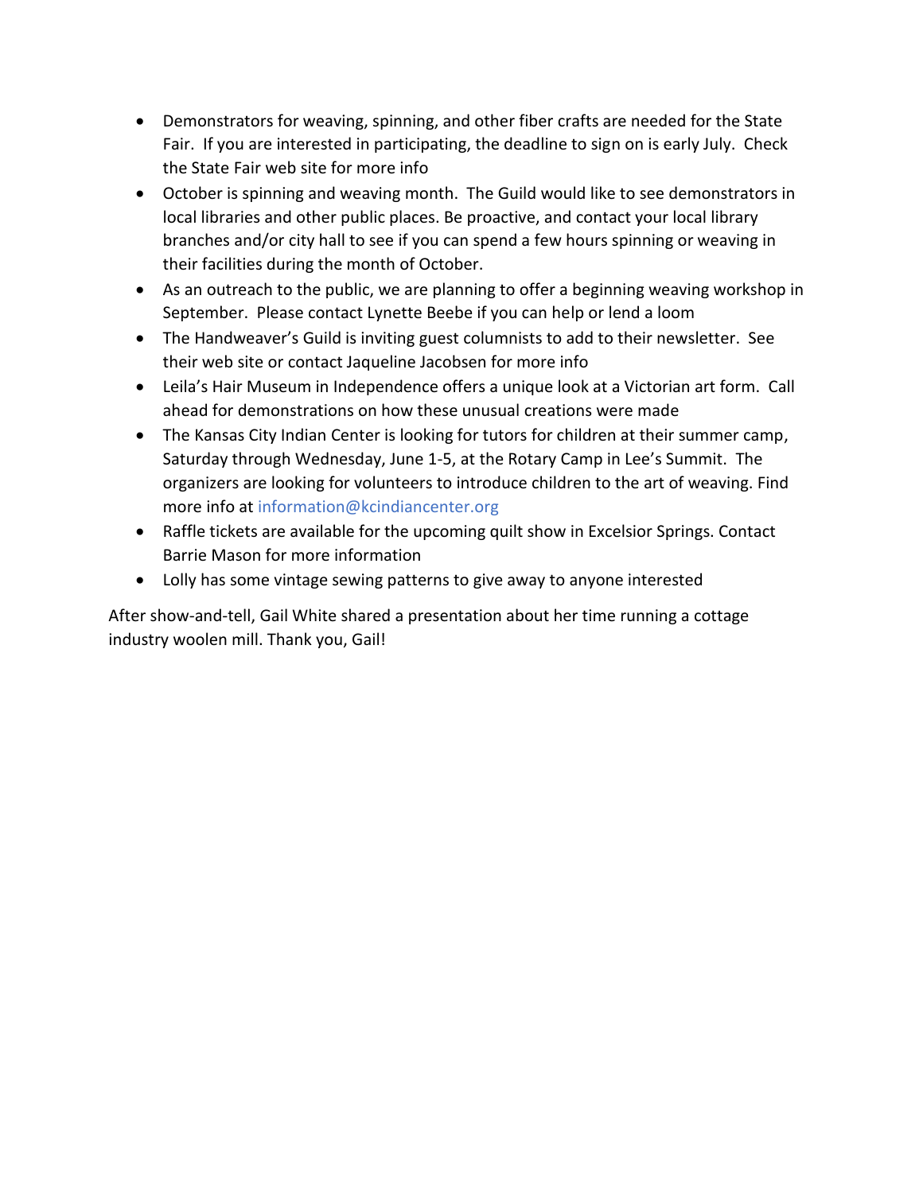- Demonstrators for weaving, spinning, and other fiber crafts are needed for the State Fair. If you are interested in participating, the deadline to sign on is early July. Check the State Fair web site for more info
- October is spinning and weaving month. The Guild would like to see demonstrators in local libraries and other public places. Be proactive, and contact your local library branches and/or city hall to see if you can spend a few hours spinning or weaving in their facilities during the month of October.
- As an outreach to the public, we are planning to offer a beginning weaving workshop in September. Please contact Lynette Beebe if you can help or lend a loom
- The Handweaver's Guild is inviting guest columnists to add to their newsletter. See their web site or contact Jaqueline Jacobsen for more info
- Leila's Hair Museum in Independence offers a unique look at a Victorian art form. Call ahead for demonstrations on how these unusual creations were made
- The Kansas City Indian Center is looking for tutors for children at their summer camp, Saturday through Wednesday, June 1-5, at the Rotary Camp in Lee's Summit. The organizers are looking for volunteers to introduce children to the art of weaving. Find more info at information@kcindiancenter.org
- Raffle tickets are available for the upcoming quilt show in Excelsior Springs. Contact Barrie Mason for more information
- Lolly has some vintage sewing patterns to give away to anyone interested

After show-and-tell, Gail White shared a presentation about her time running a cottage industry woolen mill. Thank you, Gail!